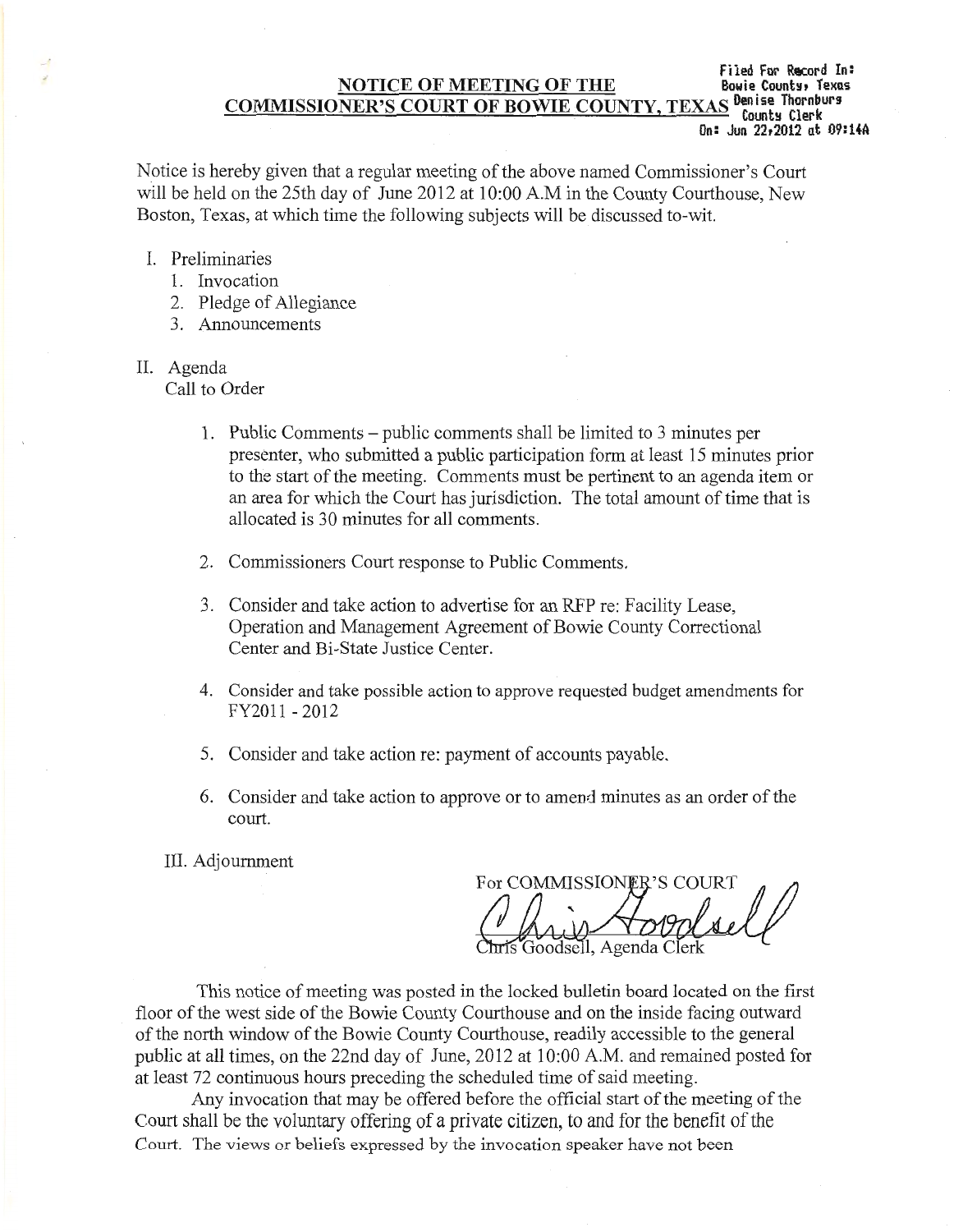Filed For Record In:
Bowie County, Texas
Denise Thornburg
County Clerk
On: Jun 22,2012 at 09:14A

# NOTICE OF MEETING OF THE COMMISSIONER'S COURT OF BOWIE COUNTY, TEXAS

Notice is hereby given that a regular meeting of the above named Commissioner's Court will be held on the 25th day of June 2012 at 10:00 A.M in the County Courthouse, New Boston, Texas, at which time the following subjects will be discussed to-wit.

I. Preliminaries
   1. Invocation
   2. Pledge of Allegiance
   3. Announcements

II. Agenda
   Call to Order

   1. Public Comments – public comments shall be limited to 3 minutes per presenter, who submitted a public participation form at least 15 minutes prior to the start of the meeting. Comments must be pertinent to an agenda item or an area for which the Court has jurisdiction. The total amount of time that is allocated is 30 minutes for all comments.

   2. Commissioners Court response to Public Comments.

   3. Consider and take action to advertise for an RFP re: Facility Lease, Operation and Management Agreement of Bowie County Correctional Center and Bi-State Justice Center.

   4. Consider and take possible action to approve requested budget amendments for FY2011 - 2012

   5. Consider and take action re: payment of accounts payable.

   6. Consider and take action to approve or to amend minutes as an order of the court.

III. Adjournment

For COMMISSIONER'S COURT

Chris Goodsell, Agenda Clerk

This notice of meeting was posted in the locked bulletin board located on the first floor of the west side of the Bowie County Courthouse and on the inside facing outward of the north window of the Bowie County Courthouse, readily accessible to the general public at all times, on the 22nd day of June, 2012 at 10:00 A.M. and remained posted for at least 72 continuous hours preceding the scheduled time of said meeting.

Any invocation that may be offered before the official start of the meeting of the Court shall be the voluntary offering of a private citizen, to and for the benefit of the Court. The views or beliefs expressed by the invocation speaker have not been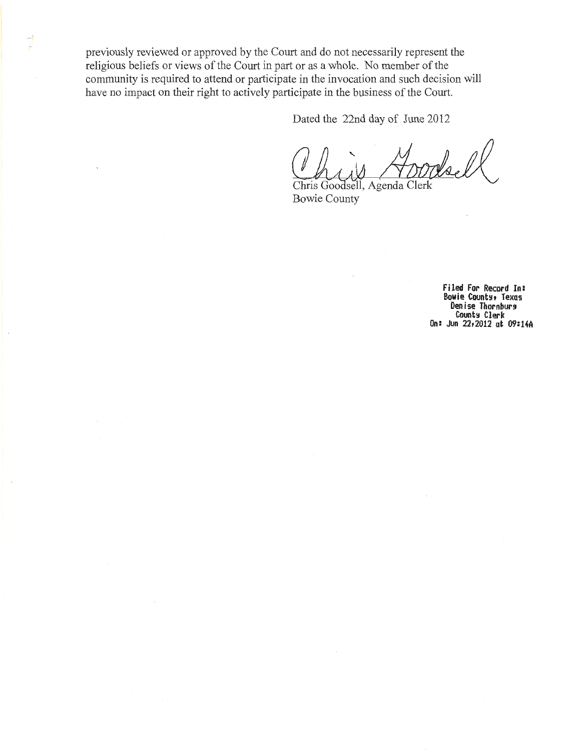previously reviewed or approved by the Court and do not necessarily represent the religious beliefs or views of the Court in part or as a whole. No member of the community is required to attend or participate in the invocation and such decision will have no impact on their right to actively participate in the business of the Court.

Dated the 22nd day of June 2012

Chris Goodsell

Chris Goodsell, Agenda Clerk
Bowie County

**Filed For Record In:**
**Bowie County, Texas**
**Denise Thornburg**
**County Clerk**
**On: Jun 22,2012 at 09:14A**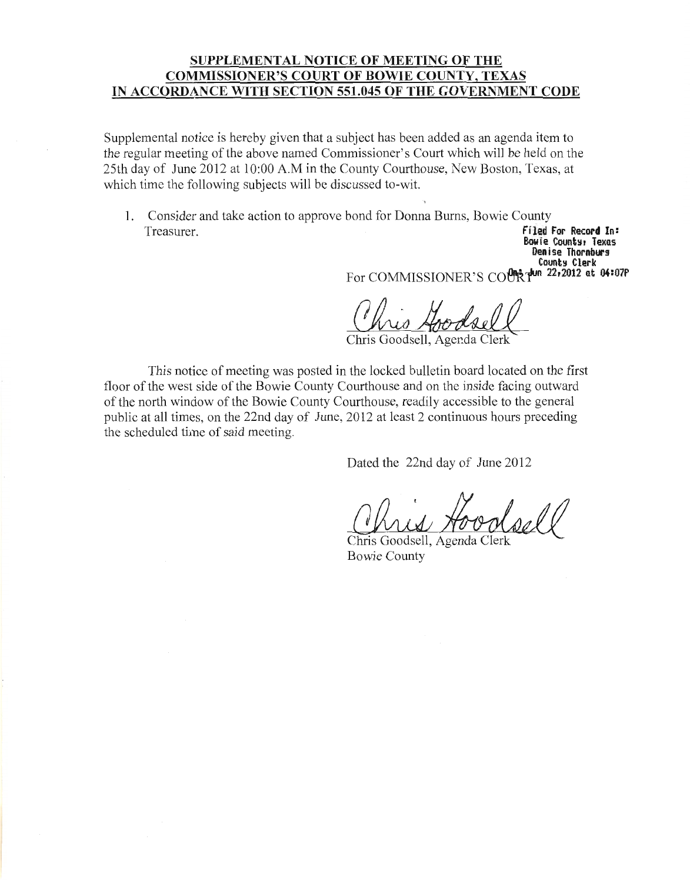**SUPPLEMENTAL NOTICE OF MEETING OF THE COMMISSIONER'S COURT OF BOWIE COUNTY, TEXAS IN ACCORDANCE WITH SECTION 551.045 OF THE GOVERNMENT CODE**

Supplemental notice is hereby given that a subject has been added as an agenda item to the regular meeting of the above named Commissioner's Court which will be held on the 25th day of June 2012 at 10:00 A.M in the County Courthouse, New Boston, Texas, at which time the following subjects will be discussed to-wit.

1. Consider and take action to approve bond for Donna Burns, Bowie County Treasurer.

Filed For Record In:
Bowie County, Texas
Denise Thornburg
County Clerk
On: Jun 22,2012 at 04:07P

For COMMISSIONER'S COURT

Chris Goodsell

Chris Goodsell, Agenda Clerk

This notice of meeting was posted in the locked bulletin board located on the first floor of the west side of the Bowie County Courthouse and on the inside facing outward of the north window of the Bowie County Courthouse, readily accessible to the general public at all times, on the 22nd day of June, 2012 at least 2 continuous hours preceding the scheduled time of said meeting.

Dated the 22nd day of June 2012

Chris Goodsell

Chris Goodsell, Agenda Clerk
Bowie County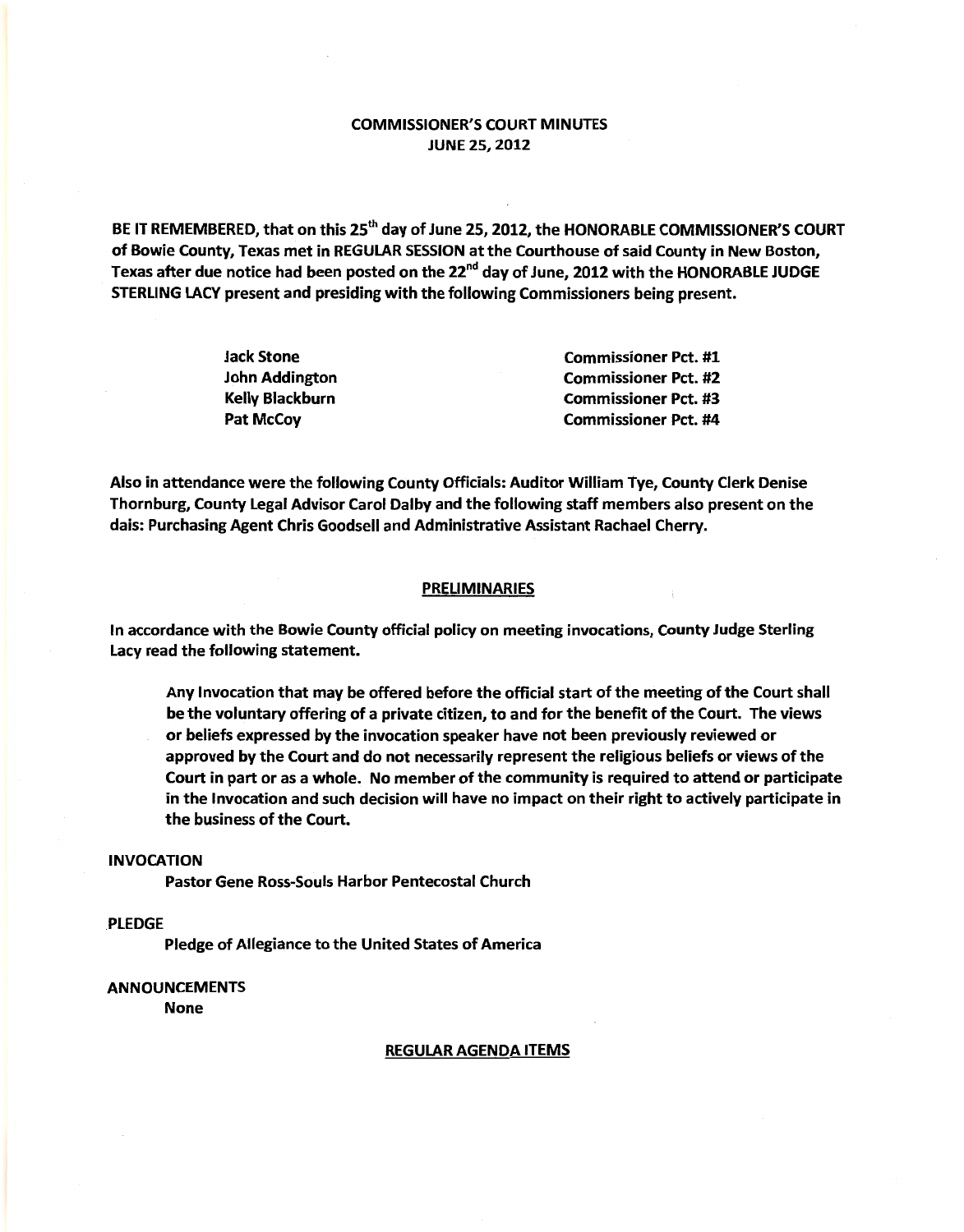# COMMISSIONER'S COURT MINUTES
## JUNE 25, 2012

**BE IT REMEMBERED, that on this 25th day of June 25, 2012, the HONORABLE COMMISSIONER'S COURT of Bowie County, Texas met in REGULAR SESSION at the Courthouse of said County in New Boston, Texas after due notice had been posted on the 22nd day of June, 2012 with the HONORABLE JUDGE STERLING LACY present and presiding with the following Commissioners being present.**

| | |
|---|---|
| **Jack Stone** | **Commissioner Pct. #1** |
| **John Addington** | **Commissioner Pct. #2** |
| **Kelly Blackburn** | **Commissioner Pct. #3** |
| **Pat McCoy** | **Commissioner Pct. #4** |

**Also in attendance were the following County Officials: Auditor William Tye, County Clerk Denise Thornburg, County Legal Advisor Carol Dalby and the following staff members also present on the dais: Purchasing Agent Chris Goodsell and Administrative Assistant Rachael Cherry.**

**PRELIMINARIES**

**In accordance with the Bowie County official policy on meeting invocations, County Judge Sterling Lacy read the following statement.**

> **Any Invocation that may be offered before the official start of the meeting of the Court shall be the voluntary offering of a private citizen, to and for the benefit of the Court. The views or beliefs expressed by the invocation speaker have not been previously reviewed or approved by the Court and do not necessarily represent the religious beliefs or views of the Court in part or as a whole. No member of the community is required to attend or participate in the Invocation and such decision will have no impact on their right to actively participate in the business of the Court.**

**INVOCATION**

**Pastor Gene Ross-Souls Harbor Pentecostal Church**

**PLEDGE**

**Pledge of Allegiance to the United States of America**

**ANNOUNCEMENTS**

**None**

**REGULAR AGENDA ITEMS**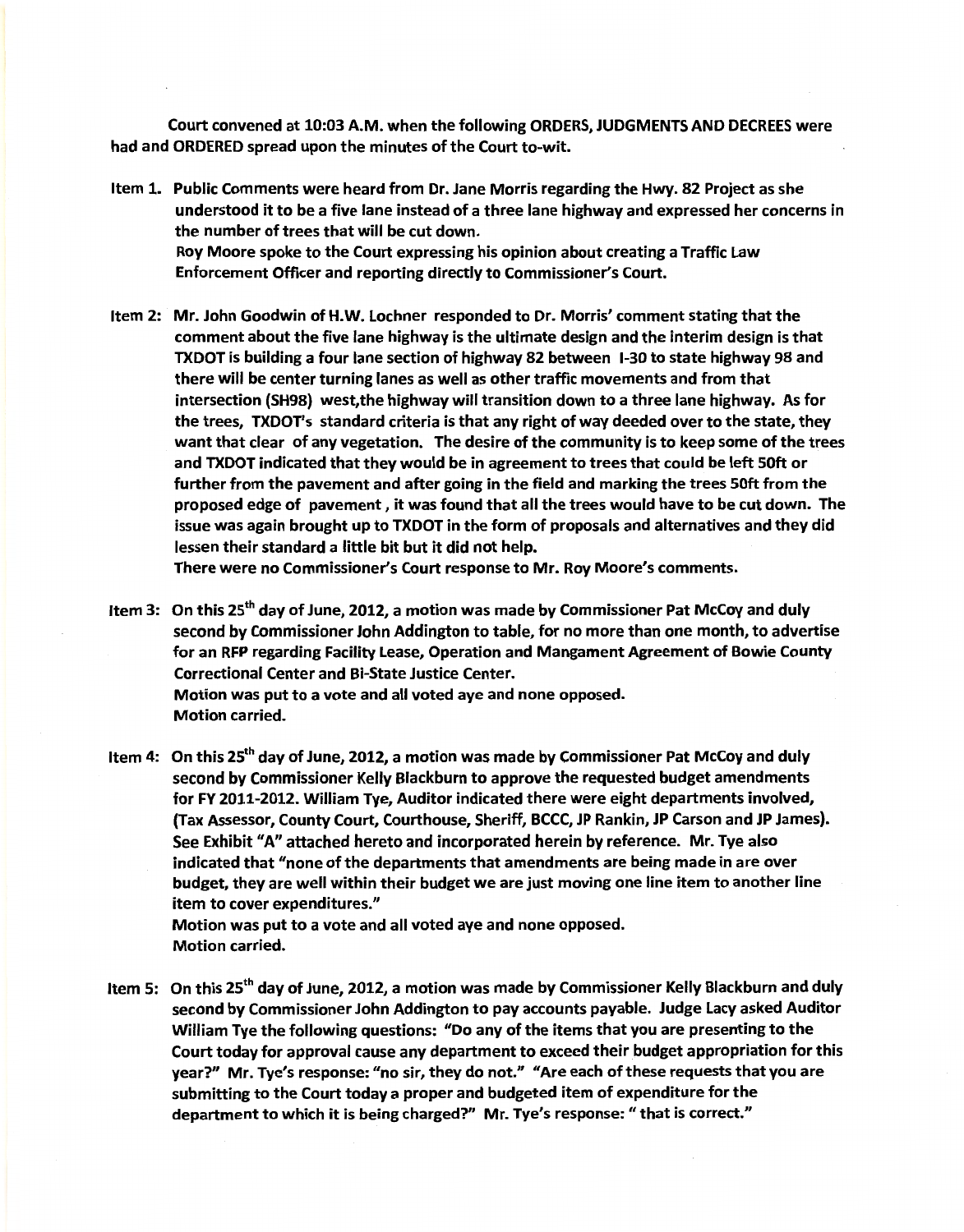**Court convened at 10:03 A.M. when the following ORDERS, JUDGMENTS AND DECREES were had and ORDERED spread upon the minutes of the Court to-wit.**

**Item 1. Public Comments were heard from Dr. Jane Morris regarding the Hwy. 82 Project as she understood it to be a five lane instead of a three lane highway and expressed her concerns in the number of trees that will be cut down.**
**Roy Moore spoke to the Court expressing his opinion about creating a Traffic Law Enforcement Officer and reporting directly to Commissioner's Court.**

**Item 2: Mr. John Goodwin of H.W. Lochner responded to Dr. Morris' comment stating that the comment about the five lane highway is the ultimate design and the interim design is that TXDOT is building a four lane section of highway 82 between I-30 to state highway 98 and there will be center turning lanes as well as other traffic movements and from that intersection (SH98) west,the highway will transition down to a three lane highway. As for the trees, TXDOT's standard criteria is that any right of way deeded over to the state, they want that clear of any vegetation. The desire of the community is to keep some of the trees and TXDOT indicated that they would be in agreement to trees that could be left 50ft or further from the pavement and after going in the field and marking the trees 50ft from the proposed edge of pavement , it was found that all the trees would have to be cut down. The issue was again brought up to TXDOT in the form of proposals and alternatives and they did lessen their standard a little bit but it did not help.**
**There were no Commissioner's Court response to Mr. Roy Moore's comments.**

**Item 3: On this 25th day of June, 2012, a motion was made by Commissioner Pat McCoy and duly second by Commissioner John Addington to table, for no more than one month, to advertise for an RFP regarding Facility Lease, Operation and Mangament Agreement of Bowie County Correctional Center and Bi-State Justice Center.**
**Motion was put to a vote and all voted aye and none opposed.**
**Motion carried.**

**Item 4: On this 25th day of June, 2012, a motion was made by Commissioner Pat McCoy and duly second by Commissioner Kelly Blackburn to approve the requested budget amendments for FY 2011-2012. William Tye, Auditor indicated there were eight departments involved, (Tax Assessor, County Court, Courthouse, Sheriff, BCCC, JP Rankin, JP Carson and JP James). See Exhibit "A" attached hereto and incorporated herein by reference. Mr. Tye also indicated that "none of the departments that amendments are being made in are over budget, they are well within their budget we are just moving one line item to another line item to cover expenditures."**
**Motion was put to a vote and all voted aye and none opposed.**
**Motion carried.**

**Item 5: On this 25th day of June, 2012, a motion was made by Commissioner Kelly Blackburn and duly second by Commissioner John Addington to pay accounts payable. Judge Lacy asked Auditor William Tye the following questions: "Do any of the items that you are presenting to the Court today for approval cause any department to exceed their budget appropriation for this year?" Mr. Tye's response: "no sir, they do not." "Are each of these requests that you are submitting to the Court today a proper and budgeted item of expenditure for the department to which it is being charged?" Mr. Tye's response: " that is correct."**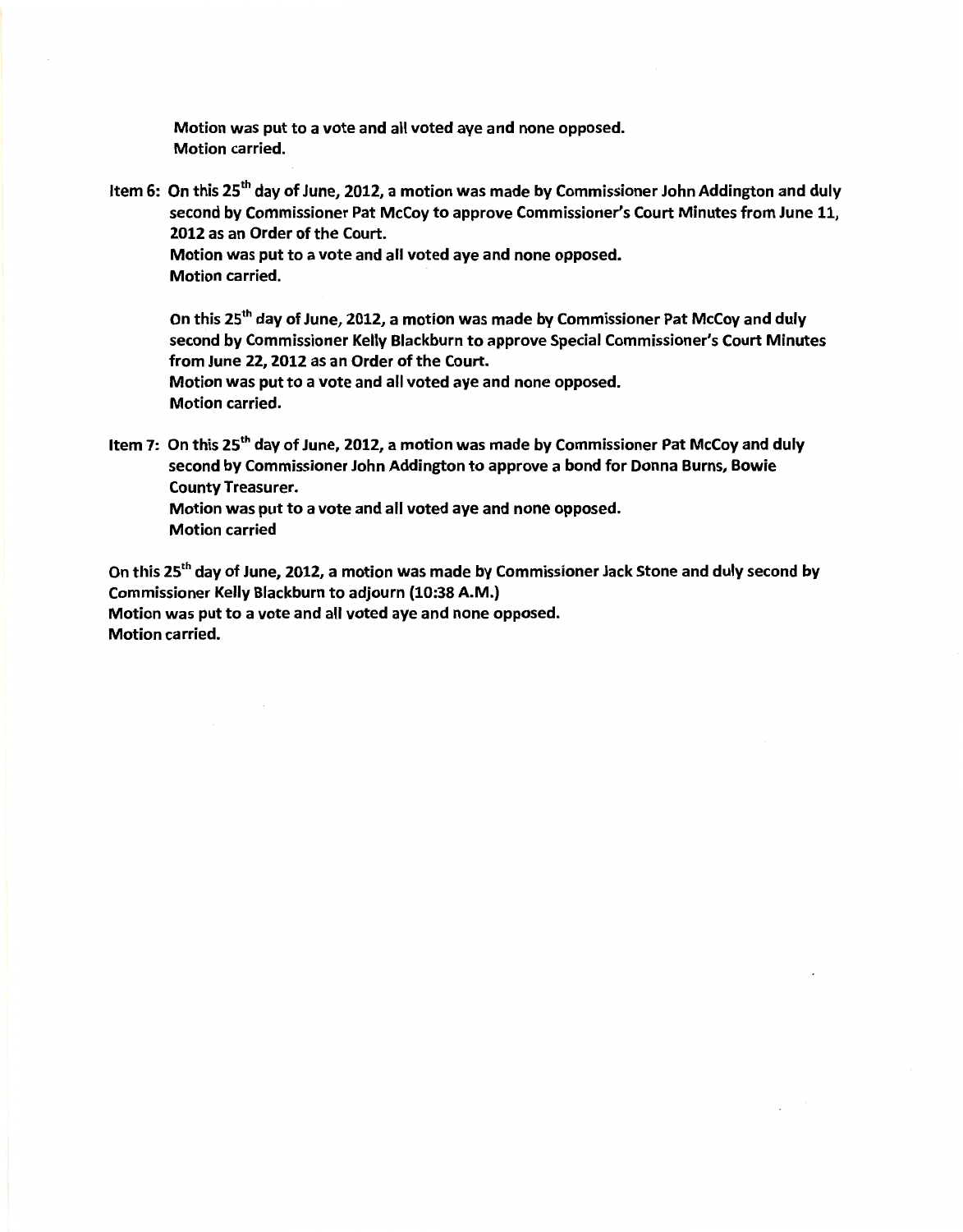**Motion was put to a vote and all voted aye and none opposed.**
**Motion carried.**

**Item 6: On this 25th day of June, 2012, a motion was made by Commissioner John Addington and duly second by Commissioner Pat McCoy to approve Commissioner's Court Minutes from June 11, 2012 as an Order of the Court.**
**Motion was put to a vote and all voted aye and none opposed.**
**Motion carried.**

**On this 25th day of June, 2012, a motion was made by Commissioner Pat McCoy and duly second by Commissioner Kelly Blackburn to approve Special Commissioner's Court Minutes from June 22, 2012 as an Order of the Court.**
**Motion was put to a vote and all voted aye and none opposed.**
**Motion carried.**

**Item 7: On this 25th day of June, 2012, a motion was made by Commissioner Pat McCoy and duly second by Commissioner John Addington to approve a bond for Donna Burns, Bowie County Treasurer.**
**Motion was put to a vote and all voted aye and none opposed.**
**Motion carried**

**On this 25th day of June, 2012, a motion was made by Commissioner Jack Stone and duly second by Commissioner Kelly Blackburn to adjourn (10:38 A.M.)**
**Motion was put to a vote and all voted aye and none opposed.**
**Motion carried.**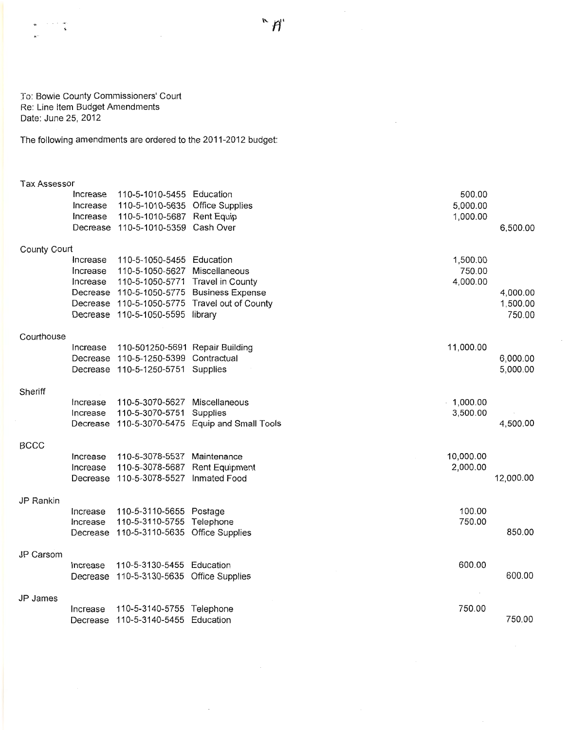"A"

To: Bowie County Commissioners' Court
Re: Line Item Budget Amendments
Date: June 25, 2012

The following amendments are ordered to the 2011-2012 budget:

| Department | Action | Account | Description | Increase | Decrease |
|---|---|---|---|---|---|
| Tax Assessor | | | | | |
| | Increase | 110-5-1010-5455 | Education | 500.00 | |
| | Increase | 110-5-1010-5635 | Office Supplies | 5,000.00 | |
| | Increase | 110-5-1010-5687 | Rent Equip | 1,000.00 | |
| | Decrease | 110-5-1010-5359 | Cash Over | | 6,500.00 |
| County Court | | | | | |
| | Increase | 110-5-1050-5455 | Education | 1,500.00 | |
| | Increase | 110-5-1050-5627 | Miscellaneous | 750.00 | |
| | Increase | 110-5-1050-5771 | Travel in County | 4,000.00 | |
| | Decrease | 110-5-1050-5775 | Business Expense | | 4,000.00 |
| | Decrease | 110-5-1050-5775 | Travel out of County | | 1,500.00 |
| | Decrease | 110-5-1050-5595 | library | | 750.00 |
| Courthouse | | | | | |
| | Increase | 110-501250-5691 | Repair Building | 11,000.00 | |
| | Decrease | 110-5-1250-5399 | Contractual | | 6,000.00 |
| | Decrease | 110-5-1250-5751 | Supplies | | 5,000.00 |
| Sheriff | | | | | |
| | Increase | 110-5-3070-5627 | Miscellaneous | 1,000.00 | |
| | Increase | 110-5-3070-5751 | Supplies | 3,500.00 | |
| | Decrease | 110-5-3070-5475 | Equip and Small Tools | | 4,500.00 |
| BCCC | | | | | |
| | Increase | 110-5-3078-5537 | Maintenance | 10,000.00 | |
| | Increase | 110-5-3078-5687 | Rent Equipment | 2,000.00 | |
| | Decrease | 110-5-3078-5527 | Inmated Food | | 12,000.00 |
| JP Rankin | | | | | |
| | Increase | 110-5-3110-5655 | Postage | 100.00 | |
| | Increase | 110-5-3110-5755 | Telephone | 750.00 | |
| | Decrease | 110-5-3110-5635 | Office Supplies | | 850.00 |
| JP Carsom | | | | | |
| | Increase | 110-5-3130-5455 | Education | 600.00 | |
| | Decrease | 110-5-3130-5635 | Office Supplies | | 600.00 |
| JP James | | | | | |
| | Increase | 110-5-3140-5755 | Telephone | 750.00 | |
| | Decrease | 110-5-3140-5455 | Education | | 750.00 |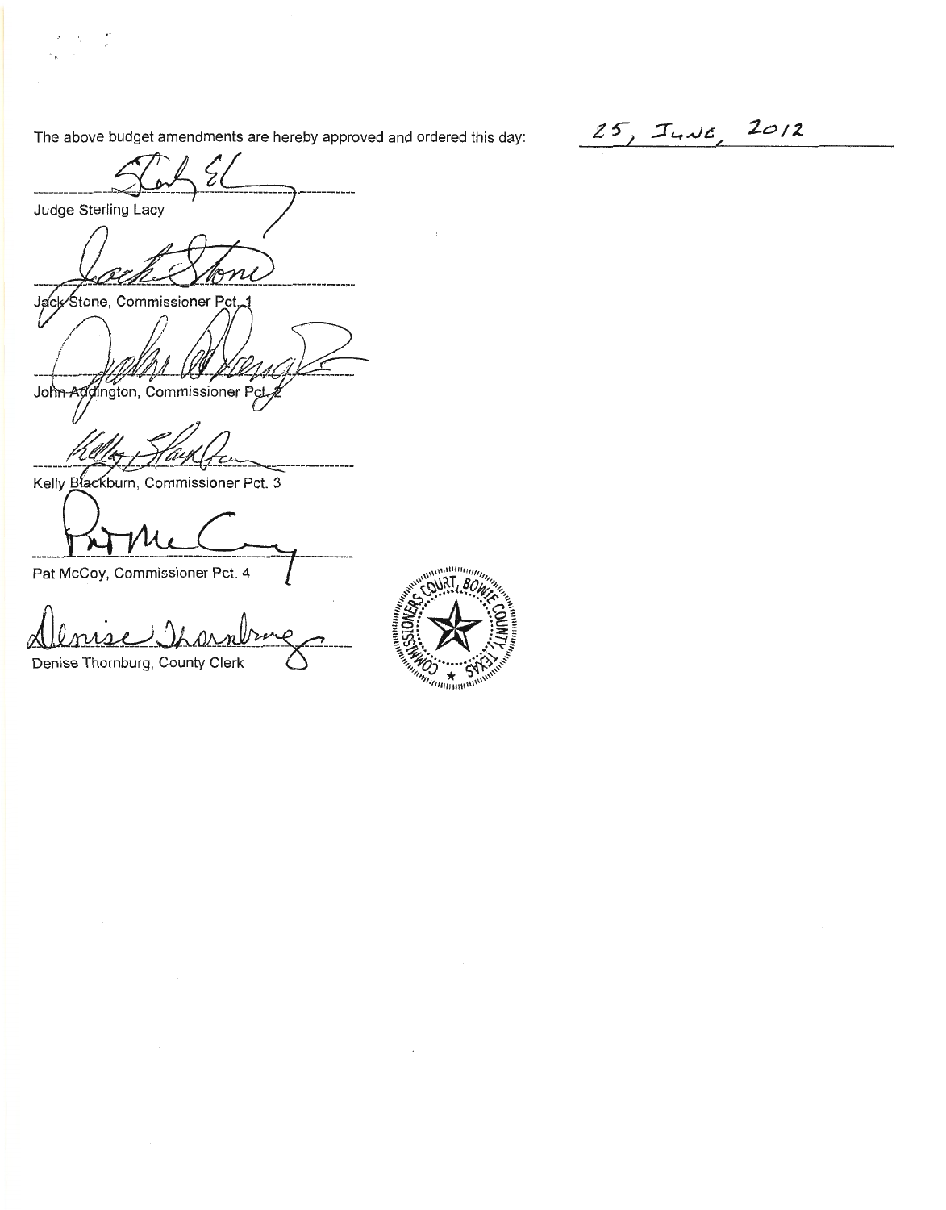The above budget amendments are hereby approved and ordered this day: 25, June, 2012

Judge Sterling Lacy

Jack Stone, Commissioner Pct. 1

John Addington, Commissioner Pct. 2

Kelly Blackburn, Commissioner Pct. 3

Pat McCoy, Commissioner Pct. 4

Denise Thornburg, County Clerk

COMMISSIONERS COURT, BOWIE COUNTY, TEXAS